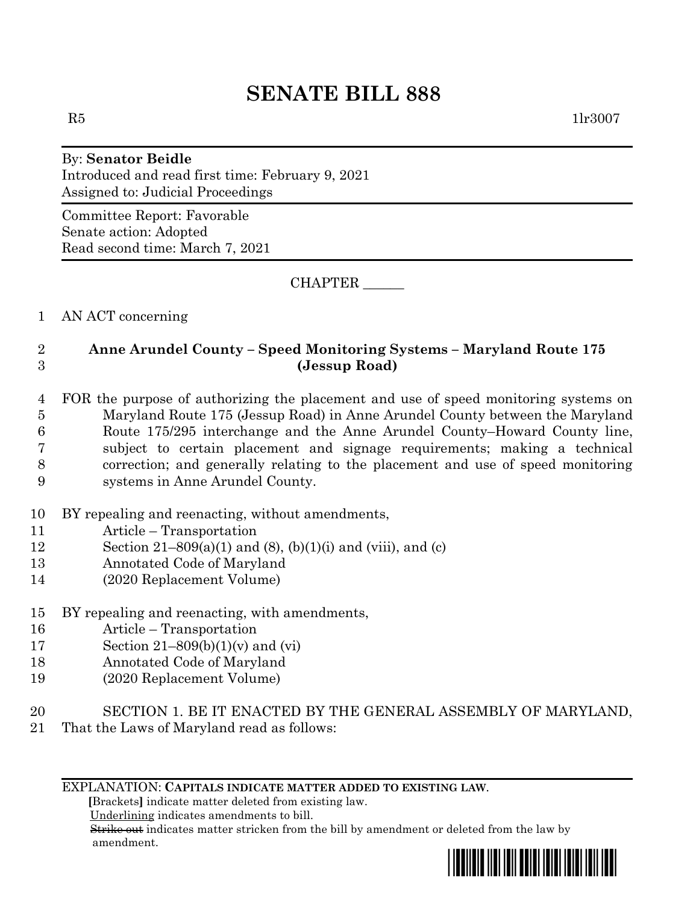# SENATE BILL 888

R5 1lr3007

By: **Senator Beidle**
Introduced and read first time: February 9, 2021
Assigned to: Judicial Proceedings

Committee Report: Favorable
Senate action: Adopted
Read second time: March 7, 2021

CHAPTER ______

1 AN ACT concerning

2 **Anne Arundel County – Speed Monitoring Systems – Maryland Route 175**
3 **(Jessup Road)**

4 FOR the purpose of authorizing the placement and use of speed monitoring systems on
5 Maryland Route 175 (Jessup Road) in Anne Arundel County between the Maryland
6 Route 175/295 interchange and the Anne Arundel County–Howard County line,
7 subject to certain placement and signage requirements; making a technical
8 correction; and generally relating to the placement and use of speed monitoring
9 systems in Anne Arundel County.

10 BY repealing and reenacting, without amendments,
11 Article – Transportation
12 Section 21–809(a)(1) and (8), (b)(1)(i) and (viii), and (c)
13 Annotated Code of Maryland
14 (2020 Replacement Volume)

15 BY repealing and reenacting, with amendments,
16 Article – Transportation
17 Section 21–809(b)(1)(v) and (vi)
18 Annotated Code of Maryland
19 (2020 Replacement Volume)

20 SECTION 1. BE IT ENACTED BY THE GENERAL ASSEMBLY OF MARYLAND,
21 That the Laws of Maryland read as follows:

EXPLANATION: **CAPITALS INDICATE MATTER ADDED TO EXISTING LAW.**
**[**Brackets**]** indicate matter deleted from existing law.
Underlining indicates amendments to bill.
~~Strike out~~ indicates matter stricken from the bill by amendment or deleted from the law by amendment.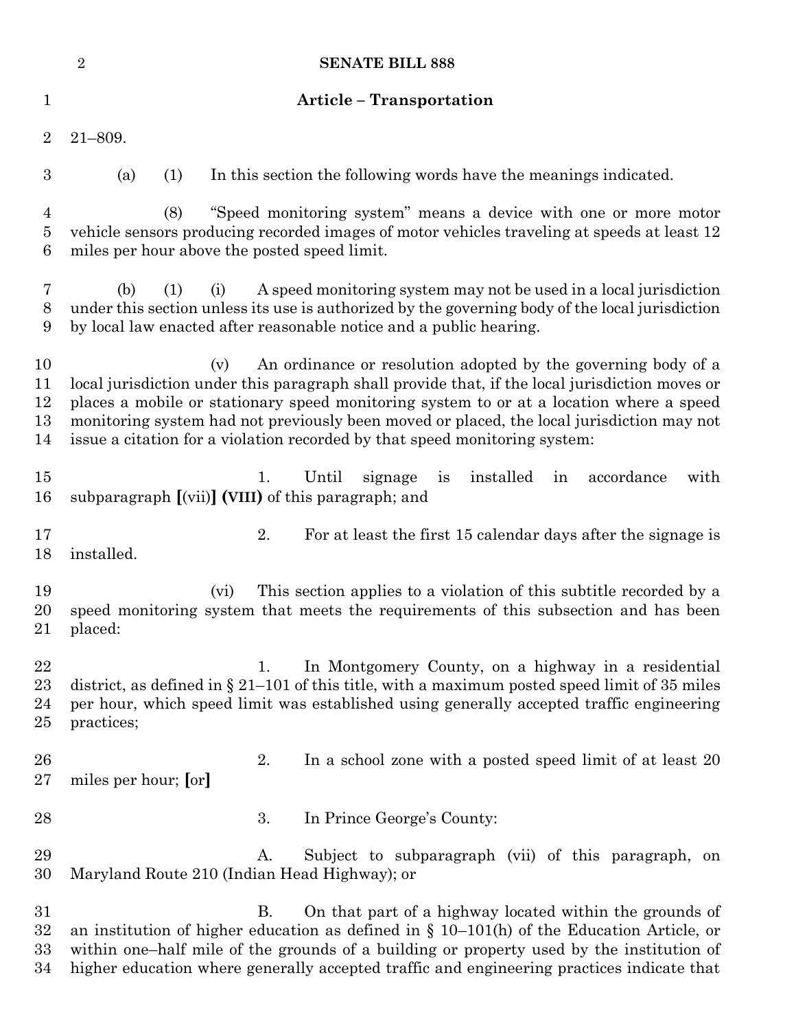**Article – Transportation**

21–809.

(a) (1) In this section the following words have the meanings indicated.

(8) "Speed monitoring system" means a device with one or more motor vehicle sensors producing recorded images of motor vehicles traveling at speeds at least 12 miles per hour above the posted speed limit.

(b) (1) (i) A speed monitoring system may not be used in a local jurisdiction under this section unless its use is authorized by the governing body of the local jurisdiction by local law enacted after reasonable notice and a public hearing.

(v) An ordinance or resolution adopted by the governing body of a local jurisdiction under this paragraph shall provide that, if the local jurisdiction moves or places a mobile or stationary speed monitoring system to or at a location where a speed monitoring system had not previously been moved or placed, the local jurisdiction may not issue a citation for a violation recorded by that speed monitoring system:

1. Until signage is installed in accordance with subparagraph **[**(vii)**]** **(VIII)** of this paragraph; and

2. For at least the first 15 calendar days after the signage is installed.

(vi) This section applies to a violation of this subtitle recorded by a speed monitoring system that meets the requirements of this subsection and has been placed:

1. In Montgomery County, on a highway in a residential district, as defined in § 21–101 of this title, with a maximum posted speed limit of 35 miles per hour, which speed limit was established using generally accepted traffic engineering practices;

2. In a school zone with a posted speed limit of at least 20 miles per hour; **[**or**]**

3. In Prince George's County:

A. Subject to subparagraph (vii) of this paragraph, on Maryland Route 210 (Indian Head Highway); or

B. On that part of a highway located within the grounds of an institution of higher education as defined in § 10–101(h) of the Education Article, or within one–half mile of the grounds of a building or property used by the institution of higher education where generally accepted traffic and engineering practices indicate that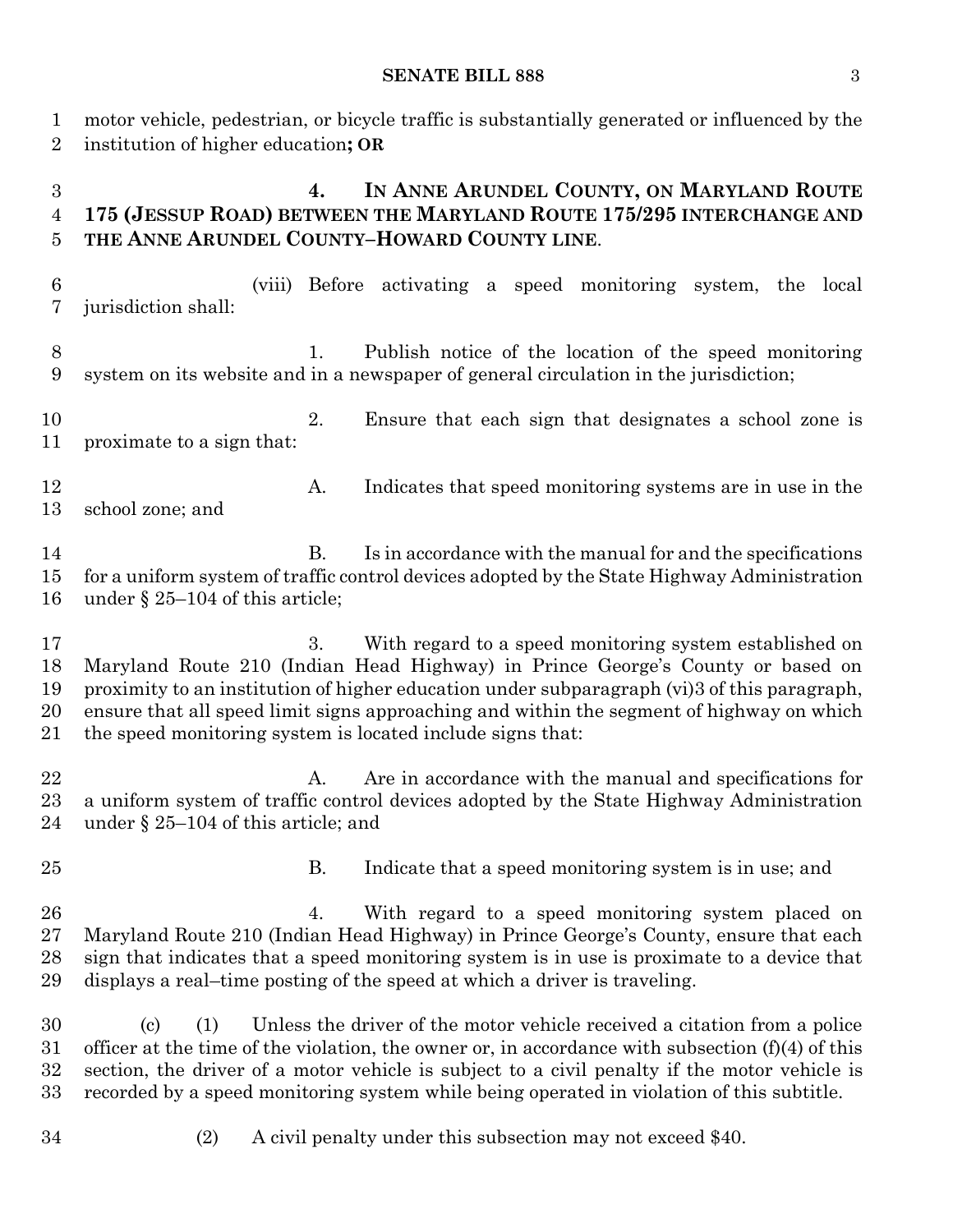motor vehicle, pedestrian, or bicycle traffic is substantially generated or influenced by the institution of higher education**; OR**

**4. IN ANNE ARUNDEL COUNTY, ON MARYLAND ROUTE 175 (JESSUP ROAD) BETWEEN THE MARYLAND ROUTE 175/295 INTERCHANGE AND THE ANNE ARUNDEL COUNTY–HOWARD COUNTY LINE**.

(viii) Before activating a speed monitoring system, the local jurisdiction shall:

1. Publish notice of the location of the speed monitoring system on its website and in a newspaper of general circulation in the jurisdiction;

2. Ensure that each sign that designates a school zone is proximate to a sign that:

A. Indicates that speed monitoring systems are in use in the school zone; and

B. Is in accordance with the manual for and the specifications for a uniform system of traffic control devices adopted by the State Highway Administration under § 25–104 of this article;

3. With regard to a speed monitoring system established on Maryland Route 210 (Indian Head Highway) in Prince George's County or based on proximity to an institution of higher education under subparagraph (vi)3 of this paragraph, ensure that all speed limit signs approaching and within the segment of highway on which the speed monitoring system is located include signs that:

A. Are in accordance with the manual and specifications for a uniform system of traffic control devices adopted by the State Highway Administration under § 25–104 of this article; and

B. Indicate that a speed monitoring system is in use; and

4. With regard to a speed monitoring system placed on Maryland Route 210 (Indian Head Highway) in Prince George's County, ensure that each sign that indicates that a speed monitoring system is in use is proximate to a device that displays a real–time posting of the speed at which a driver is traveling.

(c) (1) Unless the driver of the motor vehicle received a citation from a police officer at the time of the violation, the owner or, in accordance with subsection (f)(4) of this section, the driver of a motor vehicle is subject to a civil penalty if the motor vehicle is recorded by a speed monitoring system while being operated in violation of this subtitle.

(2) A civil penalty under this subsection may not exceed $40.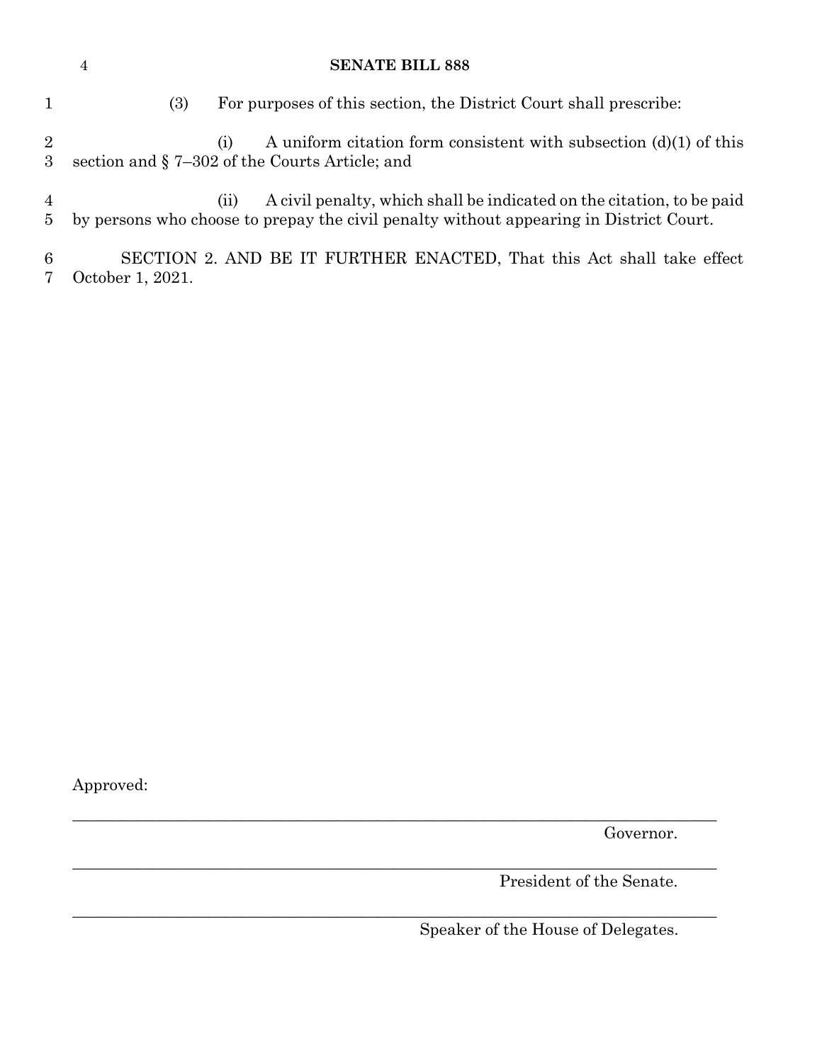(3) For purposes of this section, the District Court shall prescribe:

(i) A uniform citation form consistent with subsection (d)(1) of this section and § 7–302 of the Courts Article; and

(ii) A civil penalty, which shall be indicated on the citation, to be paid by persons who choose to prepay the civil penalty without appearing in District Court.

SECTION 2. AND BE IT FURTHER ENACTED, That this Act shall take effect October 1, 2021.

Approved:

\_\_\_\_\_\_\_\_\_\_\_\_\_\_\_\_\_\_\_\_\_\_\_\_\_\_\_\_\_\_\_\_\_\_\_\_\_\_\_\_\_\_\_\_\_\_\_\_\_\_\_\_

Governor.

\_\_\_\_\_\_\_\_\_\_\_\_\_\_\_\_\_\_\_\_\_\_\_\_\_\_\_\_\_\_\_\_\_\_\_\_\_\_\_\_\_\_\_\_\_\_\_\_\_\_\_\_

President of the Senate.

\_\_\_\_\_\_\_\_\_\_\_\_\_\_\_\_\_\_\_\_\_\_\_\_\_\_\_\_\_\_\_\_\_\_\_\_\_\_\_\_\_\_\_\_\_\_\_\_\_\_\_\_

Speaker of the House of Delegates.